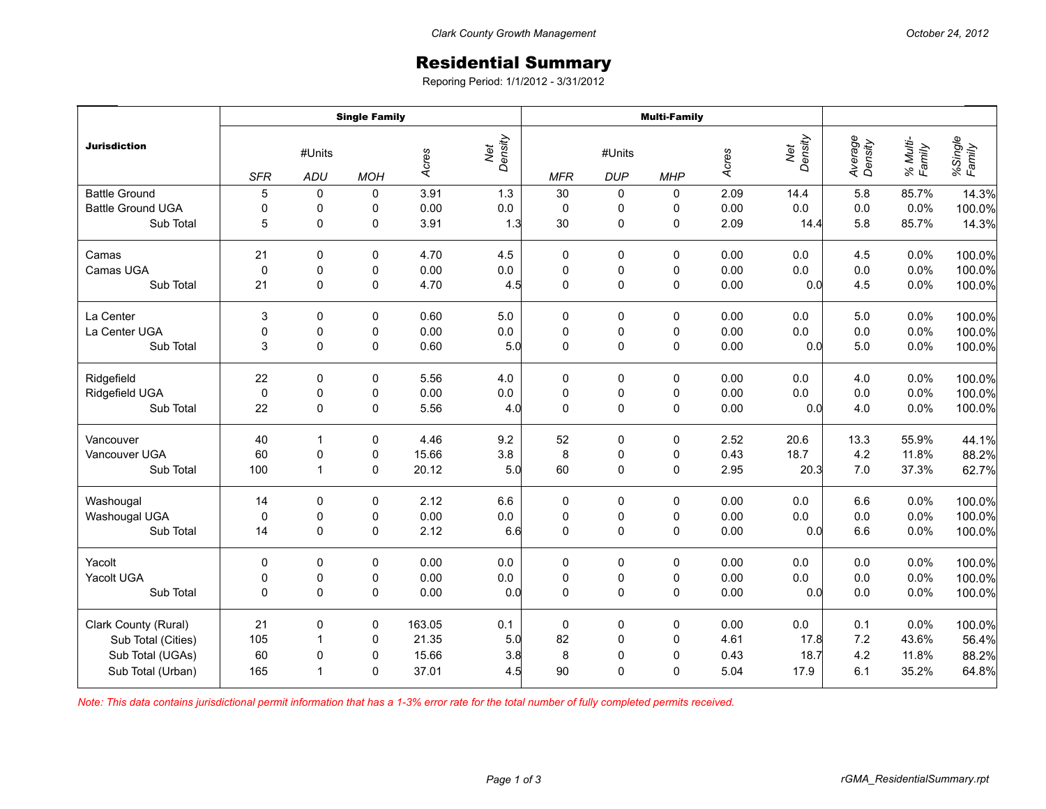Clark County Growth Management

October 24, 2012

# Residential Summary

Reporing Period: 1/1/2012 - 3/31/2012

| Jurisdiction | Single Family | | | | | Multi-Family | | | | | | | |
|---|---|---|---|---|---|---|---|---|---|---|---|---|---|
| | #Units | | | Acres | Net Density | #Units | | | Acres | Net Density | Average Density | % Multi-Family | %Single Family |
| | SFR | ADU | MOH | | | MFR | DUP | MHP | | | | | |
| Battle Ground | 5 | 0 | 0 | 3.91 | 1.3 | 30 | 0 | 0 | 2.09 | 14.4 | 5.8 | 85.7% | 14.3% |
| Battle Ground UGA | 0 | 0 | 0 | 0.00 | 0.0 | 0 | 0 | 0 | 0.00 | 0.0 | 0.0 | 0.0% | 100.0% |
| Sub Total | 5 | 0 | 0 | 3.91 | 1.3 | 30 | 0 | 0 | 2.09 | 14.4 | 5.8 | 85.7% | 14.3% |
| Camas | 21 | 0 | 0 | 4.70 | 4.5 | 0 | 0 | 0 | 0.00 | 0.0 | 4.5 | 0.0% | 100.0% |
| Camas UGA | 0 | 0 | 0 | 0.00 | 0.0 | 0 | 0 | 0 | 0.00 | 0.0 | 0.0 | 0.0% | 100.0% |
| Sub Total | 21 | 0 | 0 | 4.70 | 4.5 | 0 | 0 | 0 | 0.00 | 0.0 | 4.5 | 0.0% | 100.0% |
| La Center | 3 | 0 | 0 | 0.60 | 5.0 | 0 | 0 | 0 | 0.00 | 0.0 | 5.0 | 0.0% | 100.0% |
| La Center UGA | 0 | 0 | 0 | 0.00 | 0.0 | 0 | 0 | 0 | 0.00 | 0.0 | 0.0 | 0.0% | 100.0% |
| Sub Total | 3 | 0 | 0 | 0.60 | 5.0 | 0 | 0 | 0 | 0.00 | 0.0 | 5.0 | 0.0% | 100.0% |
| Ridgefield | 22 | 0 | 0 | 5.56 | 4.0 | 0 | 0 | 0 | 0.00 | 0.0 | 4.0 | 0.0% | 100.0% |
| Ridgefield UGA | 0 | 0 | 0 | 0.00 | 0.0 | 0 | 0 | 0 | 0.00 | 0.0 | 0.0 | 0.0% | 100.0% |
| Sub Total | 22 | 0 | 0 | 5.56 | 4.0 | 0 | 0 | 0 | 0.00 | 0.0 | 4.0 | 0.0% | 100.0% |
| Vancouver | 40 | 1 | 0 | 4.46 | 9.2 | 52 | 0 | 0 | 2.52 | 20.6 | 13.3 | 55.9% | 44.1% |
| Vancouver UGA | 60 | 0 | 0 | 15.66 | 3.8 | 8 | 0 | 0 | 0.43 | 18.7 | 4.2 | 11.8% | 88.2% |
| Sub Total | 100 | 1 | 0 | 20.12 | 5.0 | 60 | 0 | 0 | 2.95 | 20.3 | 7.0 | 37.3% | 62.7% |
| Washougal | 14 | 0 | 0 | 2.12 | 6.6 | 0 | 0 | 0 | 0.00 | 0.0 | 6.6 | 0.0% | 100.0% |
| Washougal UGA | 0 | 0 | 0 | 0.00 | 0.0 | 0 | 0 | 0 | 0.00 | 0.0 | 0.0 | 0.0% | 100.0% |
| Sub Total | 14 | 0 | 0 | 2.12 | 6.6 | 0 | 0 | 0 | 0.00 | 0.0 | 6.6 | 0.0% | 100.0% |
| Yacolt | 0 | 0 | 0 | 0.00 | 0.0 | 0 | 0 | 0 | 0.00 | 0.0 | 0.0 | 0.0% | 100.0% |
| Yacolt UGA | 0 | 0 | 0 | 0.00 | 0.0 | 0 | 0 | 0 | 0.00 | 0.0 | 0.0 | 0.0% | 100.0% |
| Sub Total | 0 | 0 | 0 | 0.00 | 0.0 | 0 | 0 | 0 | 0.00 | 0.0 | 0.0 | 0.0% | 100.0% |
| Clark County (Rural) | 21 | 0 | 0 | 163.05 | 0.1 | 0 | 0 | 0 | 0.00 | 0.0 | 0.1 | 0.0% | 100.0% |
| Sub Total (Cities) | 105 | 1 | 0 | 21.35 | 5.0 | 82 | 0 | 0 | 4.61 | 17.8 | 7.2 | 43.6% | 56.4% |
| Sub Total (UGAs) | 60 | 0 | 0 | 15.66 | 3.8 | 8 | 0 | 0 | 0.43 | 18.7 | 4.2 | 11.8% | 88.2% |
| Sub Total (Urban) | 165 | 1 | 0 | 37.01 | 4.5 | 90 | 0 | 0 | 5.04 | 17.9 | 6.1 | 35.2% | 64.8% |

*Note: This data contains jurisdictional permit information that has a 1-3% error rate for the total number of fully completed permits received.*

rGMA_ResidentialSummary.rpt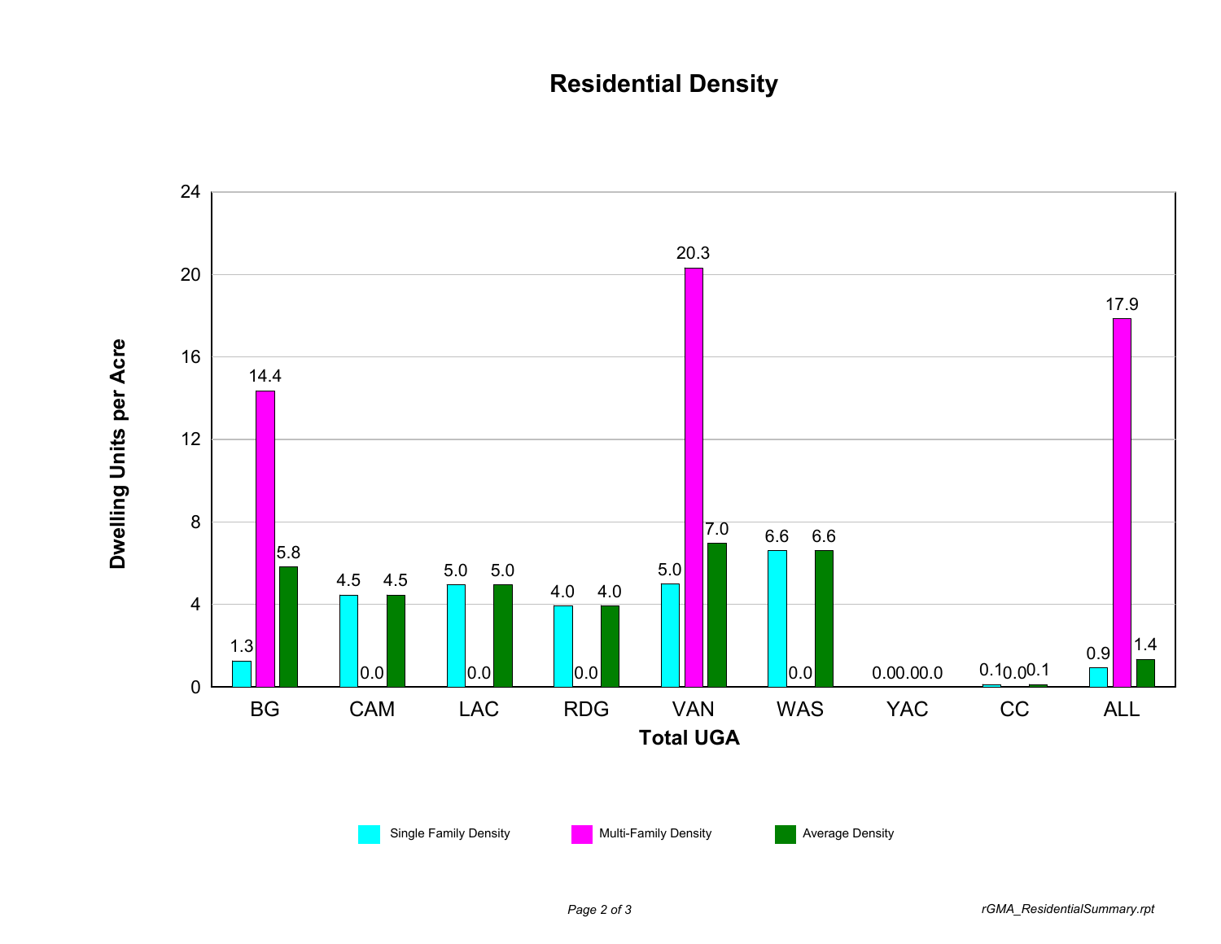# Residential Density

| Total UGA | Single Family Density | Multi-Family Density | Average Density |
|---|---|---|---|
| BG | 1.3 | 14.4 | 5.8 |
| CAM | 4.5 | 0.0 | 4.5 |
| LAC | 5.0 | 0.0 | 5.0 |
| RDG | 4.0 | 0.0 | 4.0 |
| VAN | 5.0 | 20.3 | 7.0 |
| WAS | 6.6 | 0.0 | 6.6 |
| YAC | 0.0 | 0.0 | 0.0 |
| CC | 0.1 | 0.0 | 0.1 |
| ALL | 0.9 | 17.9 | 1.4 |

Dwelling Units per Acre

rGMA_ResidentialSummary.rpt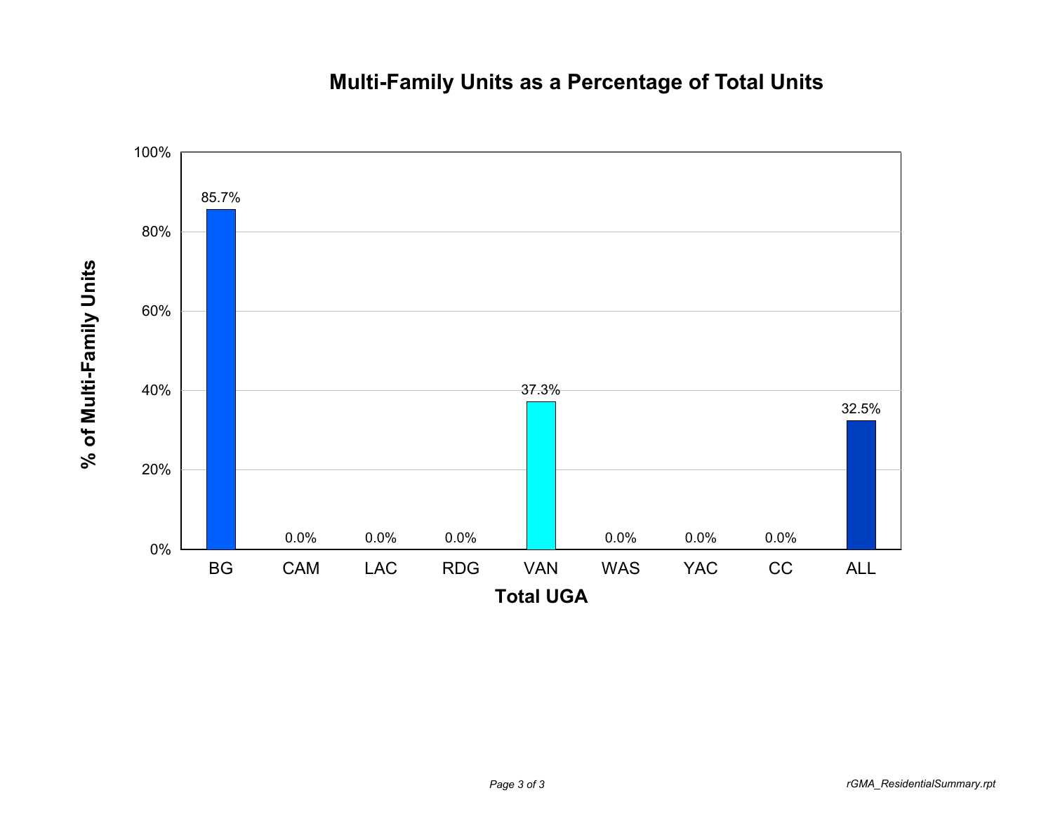## Multi-Family Units as a Percentage of Total Units

% of Multi-Family Units

100%
80%
60%
40%
20%
0%

85.7%
0.0%
0.0%
0.0%
37.3%
0.0%
0.0%
0.0%
32.5%

BG CAM LAC RDG VAN WAS YAC CC ALL

Total UGA

*rGMA_ResidentialSummary.rpt*